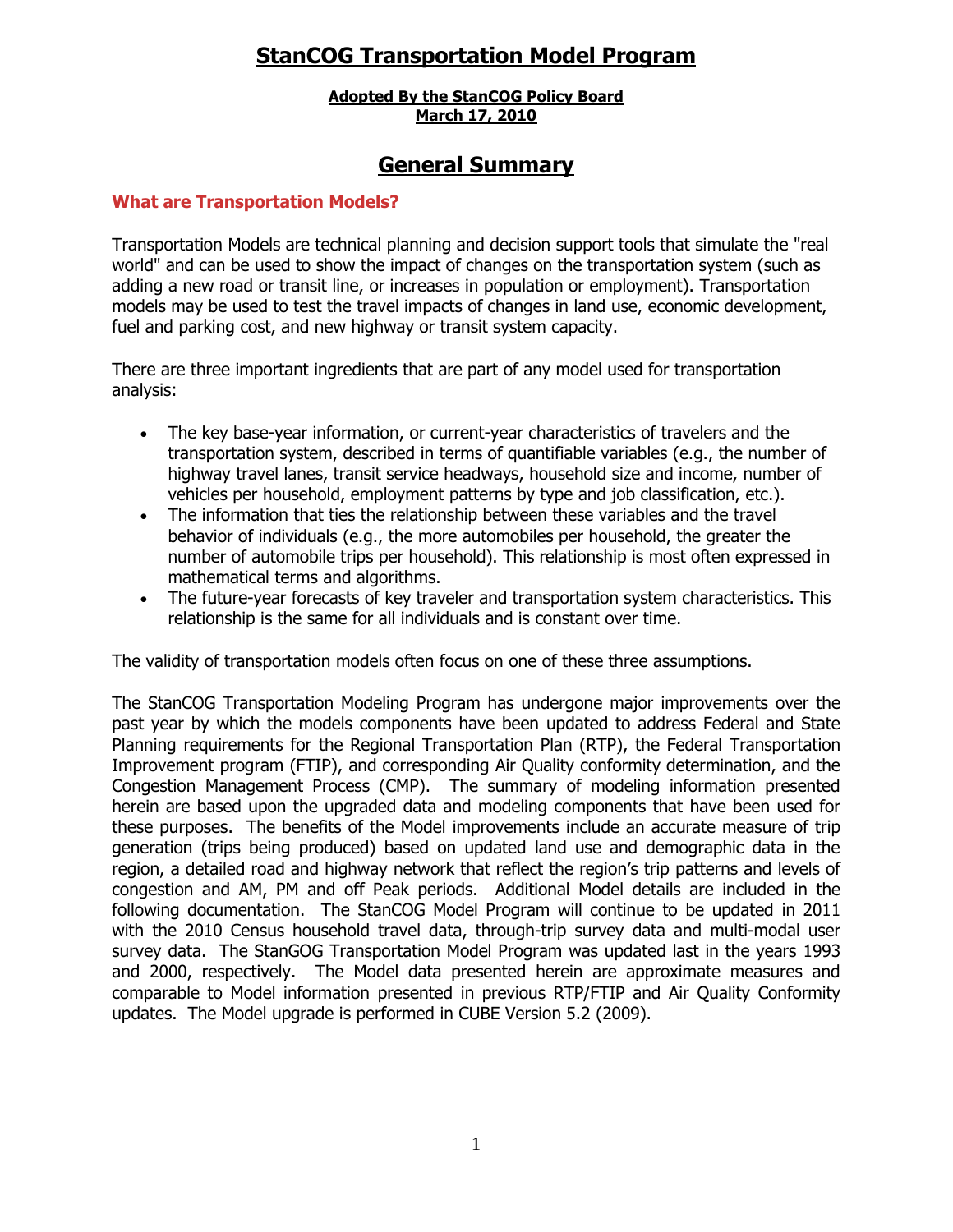# StanCOG Transportation Model Program

**Adopted By the StanCOG Policy Board**
**March 17, 2010**

## General Summary

### What are Transportation Models?

Transportation Models are technical planning and decision support tools that simulate the "real world" and can be used to show the impact of changes on the transportation system (such as adding a new road or transit line, or increases in population or employment). Transportation models may be used to test the travel impacts of changes in land use, economic development, fuel and parking cost, and new highway or transit system capacity.

There are three important ingredients that are part of any model used for transportation analysis:

- The key base-year information, or current-year characteristics of travelers and the transportation system, described in terms of quantifiable variables (e.g., the number of highway travel lanes, transit service headways, household size and income, number of vehicles per household, employment patterns by type and job classification, etc.).
- The information that ties the relationship between these variables and the travel behavior of individuals (e.g., the more automobiles per household, the greater the number of automobile trips per household). This relationship is most often expressed in mathematical terms and algorithms.
- The future-year forecasts of key traveler and transportation system characteristics. This relationship is the same for all individuals and is constant over time.

The validity of transportation models often focus on one of these three assumptions.

The StanCOG Transportation Modeling Program has undergone major improvements over the past year by which the models components have been updated to address Federal and State Planning requirements for the Regional Transportation Plan (RTP), the Federal Transportation Improvement program (FTIP), and corresponding Air Quality conformity determination, and the Congestion Management Process (CMP). The summary of modeling information presented herein are based upon the upgraded data and modeling components that have been used for these purposes. The benefits of the Model improvements include an accurate measure of trip generation (trips being produced) based on updated land use and demographic data in the region, a detailed road and highway network that reflect the region's trip patterns and levels of congestion and AM, PM and off Peak periods. Additional Model details are included in the following documentation. The StanCOG Model Program will continue to be updated in 2011 with the 2010 Census household travel data, through-trip survey data and multi-modal user survey data. The StanGOG Transportation Model Program was updated last in the years 1993 and 2000, respectively. The Model data presented herein are approximate measures and comparable to Model information presented in previous RTP/FTIP and Air Quality Conformity updates. The Model upgrade is performed in CUBE Version 5.2 (2009).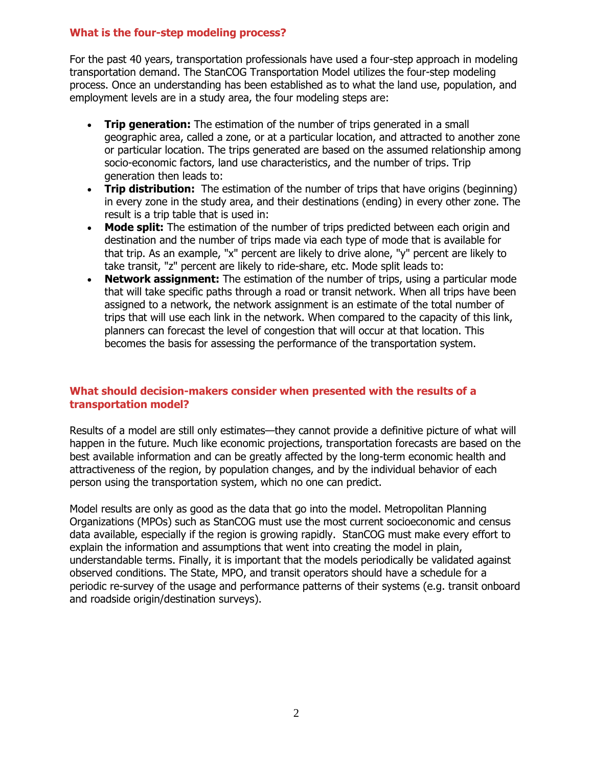## What is the four-step modeling process?

For the past 40 years, transportation professionals have used a four-step approach in modeling transportation demand. The StanCOG Transportation Model utilizes the four-step modeling process. Once an understanding has been established as to what the land use, population, and employment levels are in a study area, the four modeling steps are:

- **Trip generation:** The estimation of the number of trips generated in a small geographic area, called a zone, or at a particular location, and attracted to another zone or particular location. The trips generated are based on the assumed relationship among socio-economic factors, land use characteristics, and the number of trips. Trip generation then leads to:
- **Trip distribution:** The estimation of the number of trips that have origins (beginning) in every zone in the study area, and their destinations (ending) in every other zone. The result is a trip table that is used in:
- **Mode split:** The estimation of the number of trips predicted between each origin and destination and the number of trips made via each type of mode that is available for that trip. As an example, "x" percent are likely to drive alone, "y" percent are likely to take transit, "z" percent are likely to ride-share, etc. Mode split leads to:
- **Network assignment:** The estimation of the number of trips, using a particular mode that will take specific paths through a road or transit network. When all trips have been assigned to a network, the network assignment is an estimate of the total number of trips that will use each link in the network. When compared to the capacity of this link, planners can forecast the level of congestion that will occur at that location. This becomes the basis for assessing the performance of the transportation system.

## What should decision-makers consider when presented with the results of a transportation model?

Results of a model are still only estimates—they cannot provide a definitive picture of what will happen in the future. Much like economic projections, transportation forecasts are based on the best available information and can be greatly affected by the long-term economic health and attractiveness of the region, by population changes, and by the individual behavior of each person using the transportation system, which no one can predict.

Model results are only as good as the data that go into the model. Metropolitan Planning Organizations (MPOs) such as StanCOG must use the most current socioeconomic and census data available, especially if the region is growing rapidly. StanCOG must make every effort to explain the information and assumptions that went into creating the model in plain, understandable terms. Finally, it is important that the models periodically be validated against observed conditions. The State, MPO, and transit operators should have a schedule for a periodic re-survey of the usage and performance patterns of their systems (e.g. transit onboard and roadside origin/destination surveys).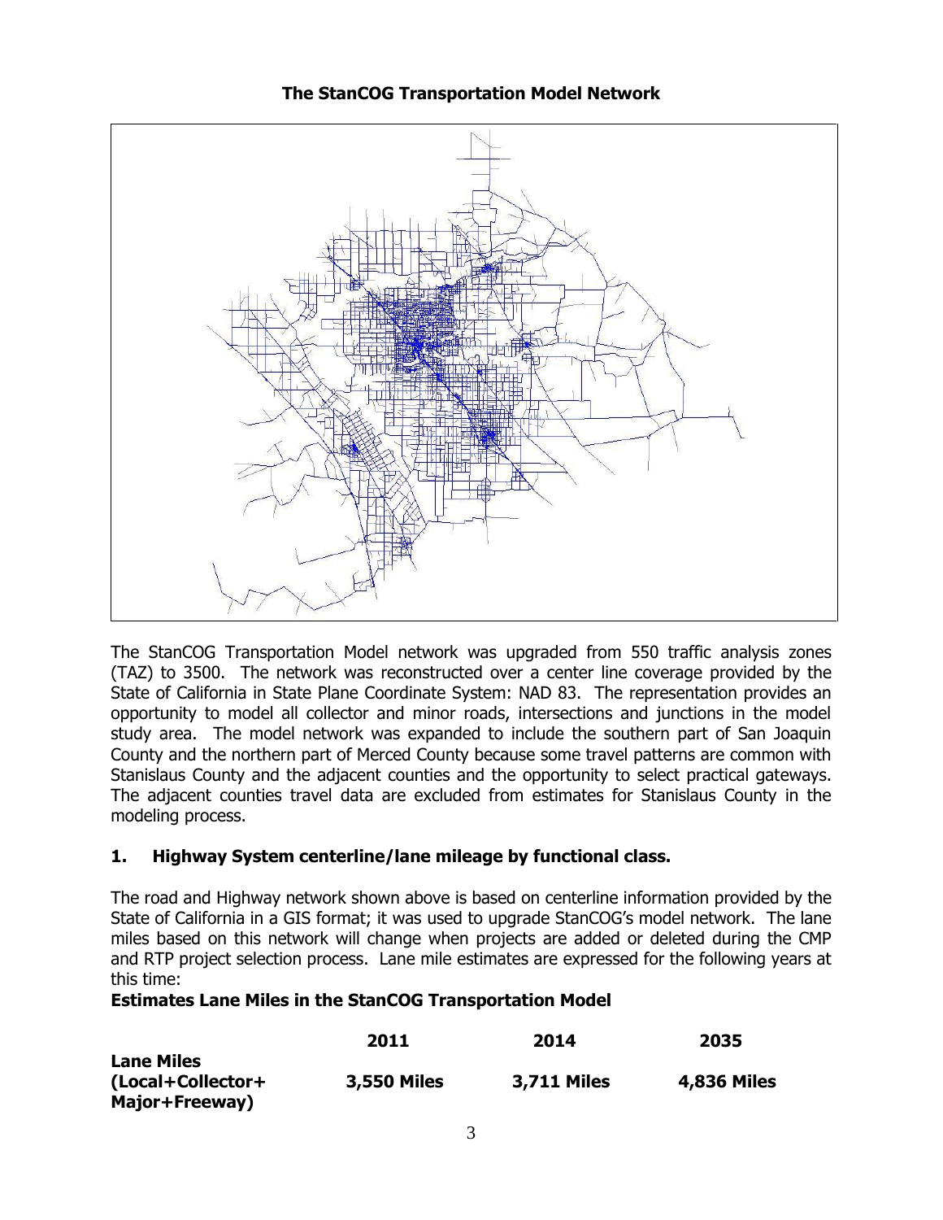## The StanCOG Transportation Model Network

The StanCOG Transportation Model network was upgraded from 550 traffic analysis zones (TAZ) to 3500. The network was reconstructed over a center line coverage provided by the State of California in State Plane Coordinate System: NAD 83. The representation provides an opportunity to model all collector and minor roads, intersections and junctions in the model study area. The model network was expanded to include the southern part of San Joaquin County and the northern part of Merced County because some travel patterns are common with Stanislaus County and the adjacent counties and the opportunity to select practical gateways. The adjacent counties travel data are excluded from estimates for Stanislaus County in the modeling process.

### 1. Highway System centerline/lane mileage by functional class.

The road and Highway network shown above is based on centerline information provided by the State of California in a GIS format; it was used to upgrade StanCOG's model network. The lane miles based on this network will change when projects are added or deleted during the CMP and RTP project selection process. Lane mile estimates are expressed for the following years at this time:

**Estimates Lane Miles in the StanCOG Transportation Model**

| | 2011 | 2014 | 2035 |
|---|---|---|---|
| **Lane Miles (Local+Collector+ Major+Freeway)** | **3,550 Miles** | **3,711 Miles** | **4,836 Miles** |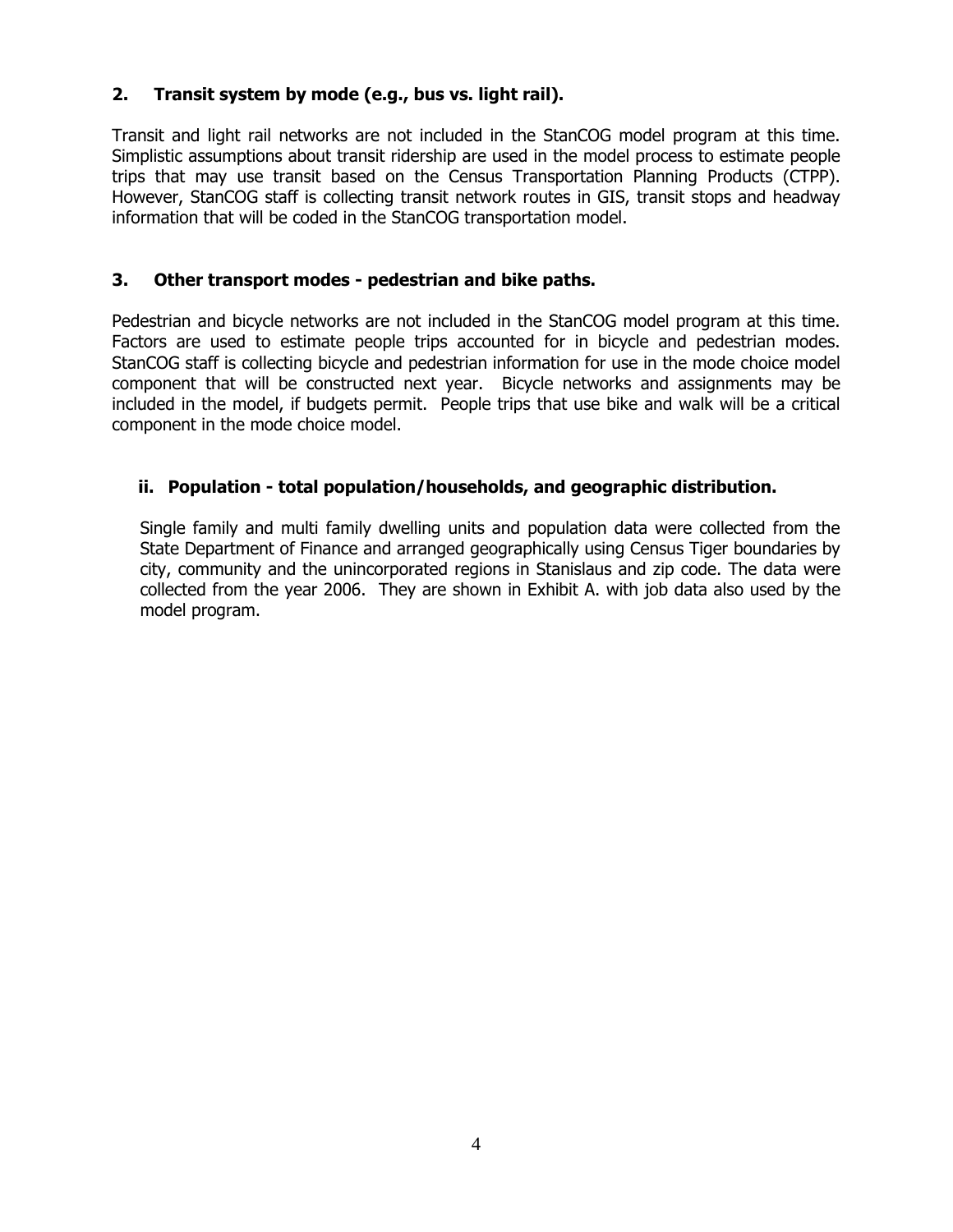### 2. Transit system by mode (e.g., bus vs. light rail).

Transit and light rail networks are not included in the StanCOG model program at this time. Simplistic assumptions about transit ridership are used in the model process to estimate people trips that may use transit based on the Census Transportation Planning Products (CTPP). However, StanCOG staff is collecting transit network routes in GIS, transit stops and headway information that will be coded in the StanCOG transportation model.

### 3. Other transport modes - pedestrian and bike paths.

Pedestrian and bicycle networks are not included in the StanCOG model program at this time. Factors are used to estimate people trips accounted for in bicycle and pedestrian modes. StanCOG staff is collecting bicycle and pedestrian information for use in the mode choice model component that will be constructed next year. Bicycle networks and assignments may be included in the model, if budgets permit. People trips that use bike and walk will be a critical component in the mode choice model.

### ii. Population - total population/households, and geographic distribution.

Single family and multi family dwelling units and population data were collected from the State Department of Finance and arranged geographically using Census Tiger boundaries by city, community and the unincorporated regions in Stanislaus and zip code. The data were collected from the year 2006. They are shown in Exhibit A. with job data also used by the model program.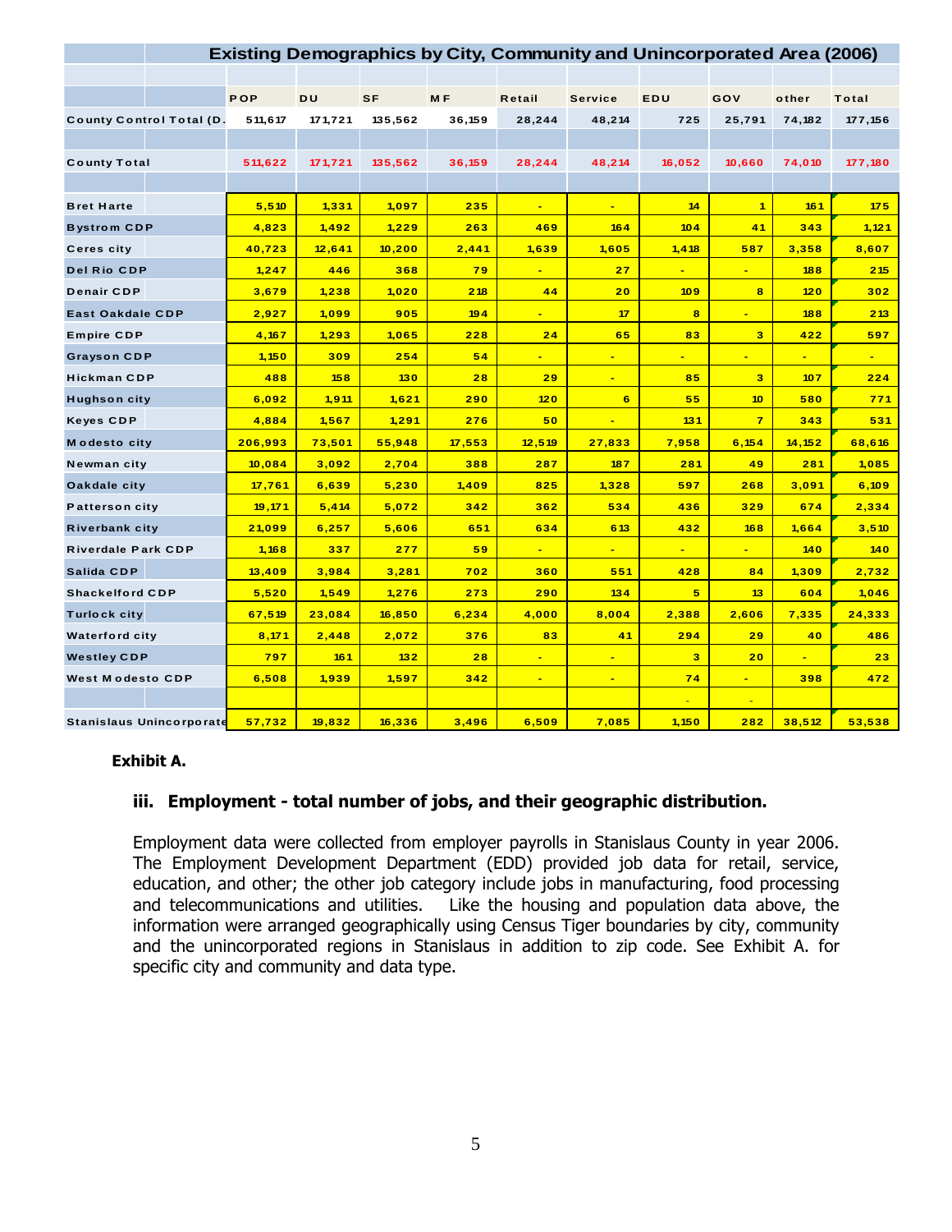| Existing Demographics by City, Community and Unincorporated Area (2006) | | | | | | | | | | |
|---|---|---|---|---|---|---|---|---|---|---|
| | POP | DU | SF | MF | Retail | Service | EDU | GOV | other | Total |
| County Control Total (D. | 511,617 | 171,721 | 135,562 | 36,159 | 28,244 | 48,214 | 725 | 25,791 | 74,182 | 177,156 |
| County Total | 511,622 | 171,721 | 135,562 | 36,159 | 28,244 | 48,214 | 16,052 | 10,660 | 74,010 | 177,180 |
| Bret Harte | 5,510 | 1,331 | 1,097 | 235 | - | - | 14 | 1 | 161 | 175 |
| Bystrom CDP | 4,823 | 1,492 | 1,229 | 263 | 469 | 164 | 104 | 41 | 343 | 1,121 |
| Ceres city | 40,723 | 12,641 | 10,200 | 2,441 | 1,639 | 1,605 | 1,418 | 587 | 3,358 | 8,607 |
| Del Rio CDP | 1,247 | 446 | 368 | 79 | - | 27 | - | - | 188 | 215 |
| Denair CDP | 3,679 | 1,238 | 1,020 | 218 | 44 | 20 | 109 | 8 | 120 | 302 |
| East Oakdale CDP | 2,927 | 1,099 | 905 | 194 | - | 17 | 8 | - | 188 | 213 |
| Empire CDP | 4,167 | 1,293 | 1,065 | 228 | 24 | 65 | 83 | 3 | 422 | 597 |
| Grayson CDP | 1,150 | 309 | 254 | 54 | - | - | - | - | - | - |
| Hickman CDP | 488 | 158 | 130 | 28 | 29 | - | 85 | 3 | 107 | 224 |
| Hughson city | 6,092 | 1,911 | 1,621 | 290 | 120 | 6 | 55 | 10 | 580 | 771 |
| Keyes CDP | 4,884 | 1,567 | 1,291 | 276 | 50 | - | 131 | 7 | 343 | 531 |
| Modesto city | 206,993 | 73,501 | 55,948 | 17,553 | 12,519 | 27,833 | 7,958 | 6,154 | 14,152 | 68,616 |
| Newman city | 10,084 | 3,092 | 2,704 | 388 | 287 | 187 | 281 | 49 | 281 | 1,085 |
| Oakdale city | 17,761 | 6,639 | 5,230 | 1,409 | 825 | 1,328 | 597 | 268 | 3,091 | 6,109 |
| Patterson city | 19,171 | 5,414 | 5,072 | 342 | 362 | 534 | 436 | 329 | 674 | 2,334 |
| Riverbank city | 21,099 | 6,257 | 5,606 | 651 | 634 | 613 | 432 | 168 | 1,664 | 3,510 |
| Riverdale Park CDP | 1,168 | 337 | 277 | 59 | - | - | - | - | 140 | 140 |
| Salida CDP | 13,409 | 3,984 | 3,281 | 702 | 360 | 551 | 428 | 84 | 1,309 | 2,732 |
| Shackelford CDP | 5,520 | 1,549 | 1,276 | 273 | 290 | 134 | 5 | 13 | 604 | 1,046 |
| Turlock city | 67,519 | 23,084 | 16,850 | 6,234 | 4,000 | 8,004 | 2,388 | 2,606 | 7,335 | 24,333 |
| Waterford city | 8,171 | 2,448 | 2,072 | 376 | 83 | 41 | 294 | 29 | 40 | 486 |
| Westley CDP | 797 | 161 | 132 | 28 | - | - | 3 | 20 | - | 23 |
| West Modesto CDP | 6,508 | 1,939 | 1,597 | 342 | - | - | 74 | - | 398 | 472 |
| | | | | | | | - | - | | |
| Stanislaus Unincorporate | 57,732 | 19,832 | 16,336 | 3,496 | 6,509 | 7,085 | 1,150 | 282 | 38,512 | 53,538 |

**Exhibit A.**

### iii. Employment - total number of jobs, and their geographic distribution.

Employment data were collected from employer payrolls in Stanislaus County in year 2006. The Employment Development Department (EDD) provided job data for retail, service, education, and other; the other job category include jobs in manufacturing, food processing and telecommunications and utilities. Like the housing and population data above, the information were arranged geographically using Census Tiger boundaries by city, community and the unincorporated regions in Stanislaus in addition to zip code. See Exhibit A. for specific city and community and data type.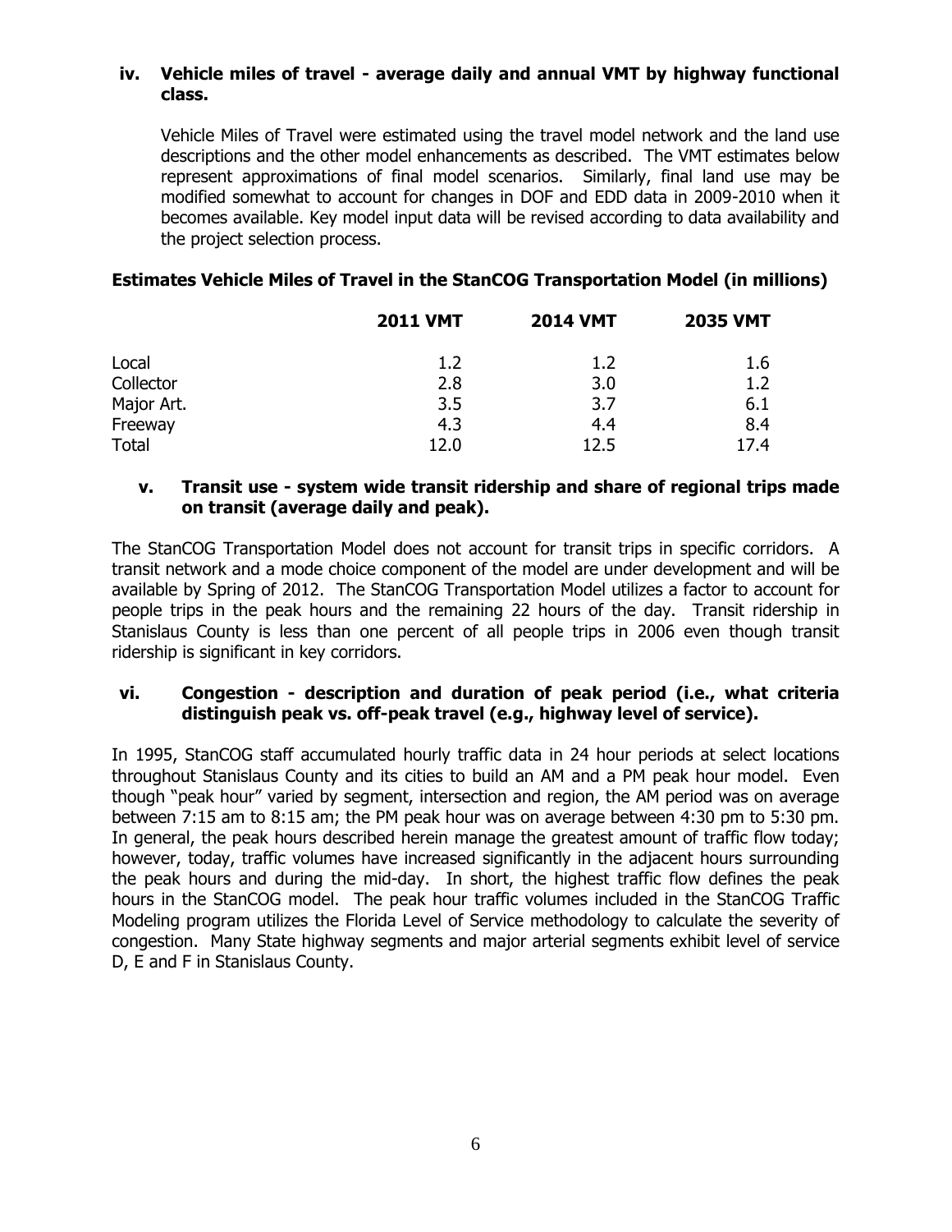### iv. Vehicle miles of travel - average daily and annual VMT by highway functional class.

Vehicle Miles of Travel were estimated using the travel model network and the land use descriptions and the other model enhancements as described. The VMT estimates below represent approximations of final model scenarios. Similarly, final land use may be modified somewhat to account for changes in DOF and EDD data in 2009-2010 when it becomes available. Key model input data will be revised according to data availability and the project selection process.

**Estimates Vehicle Miles of Travel in the StanCOG Transportation Model (in millions)**

| | 2011 VMT | 2014 VMT | 2035 VMT |
|---|---|---|---|
| Local | 1.2 | 1.2 | 1.6 |
| Collector | 2.8 | 3.0 | 1.2 |
| Major Art. | 3.5 | 3.7 | 6.1 |
| Freeway | 4.3 | 4.4 | 8.4 |
| Total | 12.0 | 12.5 | 17.4 |

### v. Transit use - system wide transit ridership and share of regional trips made on transit (average daily and peak).

The StanCOG Transportation Model does not account for transit trips in specific corridors. A transit network and a mode choice component of the model are under development and will be available by Spring of 2012. The StanCOG Transportation Model utilizes a factor to account for people trips in the peak hours and the remaining 22 hours of the day. Transit ridership in Stanislaus County is less than one percent of all people trips in 2006 even though transit ridership is significant in key corridors.

### vi. Congestion - description and duration of peak period (i.e., what criteria distinguish peak vs. off-peak travel (e.g., highway level of service).

In 1995, StanCOG staff accumulated hourly traffic data in 24 hour periods at select locations throughout Stanislaus County and its cities to build an AM and a PM peak hour model. Even though "peak hour" varied by segment, intersection and region, the AM period was on average between 7:15 am to 8:15 am; the PM peak hour was on average between 4:30 pm to 5:30 pm. In general, the peak hours described herein manage the greatest amount of traffic flow today; however, today, traffic volumes have increased significantly in the adjacent hours surrounding the peak hours and during the mid-day. In short, the highest traffic flow defines the peak hours in the StanCOG model. The peak hour traffic volumes included in the StanCOG Traffic Modeling program utilizes the Florida Level of Service methodology to calculate the severity of congestion. Many State highway segments and major arterial segments exhibit level of service D, E and F in Stanislaus County.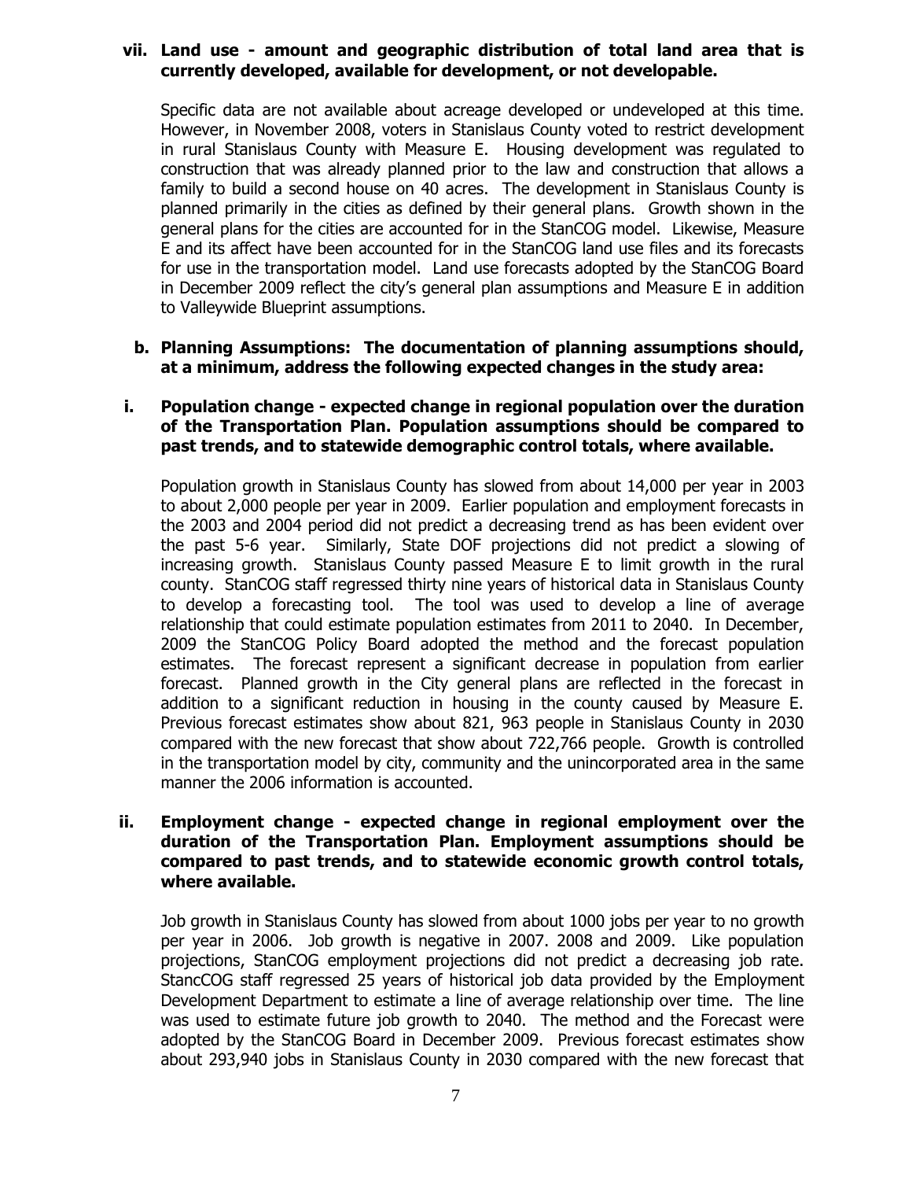**vii. Land use - amount and geographic distribution of total land area that is currently developed, available for development, or not developable.**

Specific data are not available about acreage developed or undeveloped at this time. However, in November 2008, voters in Stanislaus County voted to restrict development in rural Stanislaus County with Measure E. Housing development was regulated to construction that was already planned prior to the law and construction that allows a family to build a second house on 40 acres. The development in Stanislaus County is planned primarily in the cities as defined by their general plans. Growth shown in the general plans for the cities are accounted for in the StanCOG model. Likewise, Measure E and its affect have been accounted for in the StanCOG land use files and its forecasts for use in the transportation model. Land use forecasts adopted by the StanCOG Board in December 2009 reflect the city's general plan assumptions and Measure E in addition to Valleywide Blueprint assumptions.

**b. Planning Assumptions: The documentation of planning assumptions should, at a minimum, address the following expected changes in the study area:**

**i. Population change - expected change in regional population over the duration of the Transportation Plan. Population assumptions should be compared to past trends, and to statewide demographic control totals, where available.**

Population growth in Stanislaus County has slowed from about 14,000 per year in 2003 to about 2,000 people per year in 2009. Earlier population and employment forecasts in the 2003 and 2004 period did not predict a decreasing trend as has been evident over the past 5-6 year. Similarly, State DOF projections did not predict a slowing of increasing growth. Stanislaus County passed Measure E to limit growth in the rural county. StanCOG staff regressed thirty nine years of historical data in Stanislaus County to develop a forecasting tool. The tool was used to develop a line of average relationship that could estimate population estimates from 2011 to 2040. In December, 2009 the StanCOG Policy Board adopted the method and the forecast population estimates. The forecast represent a significant decrease in population from earlier forecast. Planned growth in the City general plans are reflected in the forecast in addition to a significant reduction in housing in the county caused by Measure E. Previous forecast estimates show about 821, 963 people in Stanislaus County in 2030 compared with the new forecast that show about 722,766 people. Growth is controlled in the transportation model by city, community and the unincorporated area in the same manner the 2006 information is accounted.

**ii. Employment change - expected change in regional employment over the duration of the Transportation Plan. Employment assumptions should be compared to past trends, and to statewide economic growth control totals, where available.**

Job growth in Stanislaus County has slowed from about 1000 jobs per year to no growth per year in 2006. Job growth is negative in 2007. 2008 and 2009. Like population projections, StanCOG employment projections did not predict a decreasing job rate. StancCOG staff regressed 25 years of historical job data provided by the Employment Development Department to estimate a line of average relationship over time. The line was used to estimate future job growth to 2040. The method and the Forecast were adopted by the StanCOG Board in December 2009. Previous forecast estimates show about 293,940 jobs in Stanislaus County in 2030 compared with the new forecast that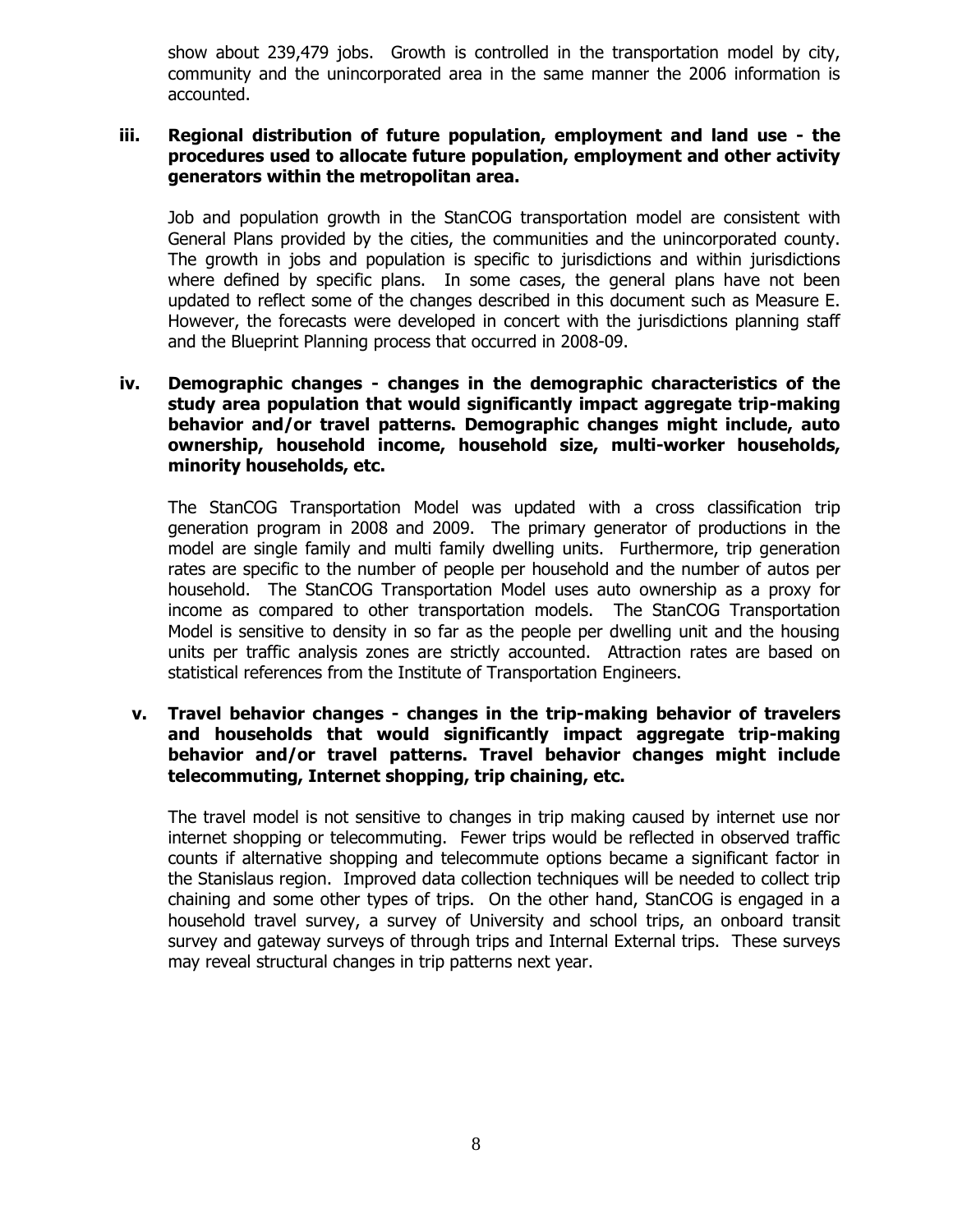show about 239,479 jobs. Growth is controlled in the transportation model by city, community and the unincorporated area in the same manner the 2006 information is accounted.

**iii. Regional distribution of future population, employment and land use - the procedures used to allocate future population, employment and other activity generators within the metropolitan area.**

Job and population growth in the StanCOG transportation model are consistent with General Plans provided by the cities, the communities and the unincorporated county. The growth in jobs and population is specific to jurisdictions and within jurisdictions where defined by specific plans. In some cases, the general plans have not been updated to reflect some of the changes described in this document such as Measure E. However, the forecasts were developed in concert with the jurisdictions planning staff and the Blueprint Planning process that occurred in 2008-09.

**iv. Demographic changes - changes in the demographic characteristics of the study area population that would significantly impact aggregate trip-making behavior and/or travel patterns. Demographic changes might include, auto ownership, household income, household size, multi-worker households, minority households, etc.**

The StanCOG Transportation Model was updated with a cross classification trip generation program in 2008 and 2009. The primary generator of productions in the model are single family and multi family dwelling units. Furthermore, trip generation rates are specific to the number of people per household and the number of autos per household. The StanCOG Transportation Model uses auto ownership as a proxy for income as compared to other transportation models. The StanCOG Transportation Model is sensitive to density in so far as the people per dwelling unit and the housing units per traffic analysis zones are strictly accounted. Attraction rates are based on statistical references from the Institute of Transportation Engineers.

**v. Travel behavior changes - changes in the trip-making behavior of travelers and households that would significantly impact aggregate trip-making behavior and/or travel patterns. Travel behavior changes might include telecommuting, Internet shopping, trip chaining, etc.**

The travel model is not sensitive to changes in trip making caused by internet use nor internet shopping or telecommuting. Fewer trips would be reflected in observed traffic counts if alternative shopping and telecommute options became a significant factor in the Stanislaus region. Improved data collection techniques will be needed to collect trip chaining and some other types of trips. On the other hand, StanCOG is engaged in a household travel survey, a survey of University and school trips, an onboard transit survey and gateway surveys of through trips and Internal External trips. These surveys may reveal structural changes in trip patterns next year.